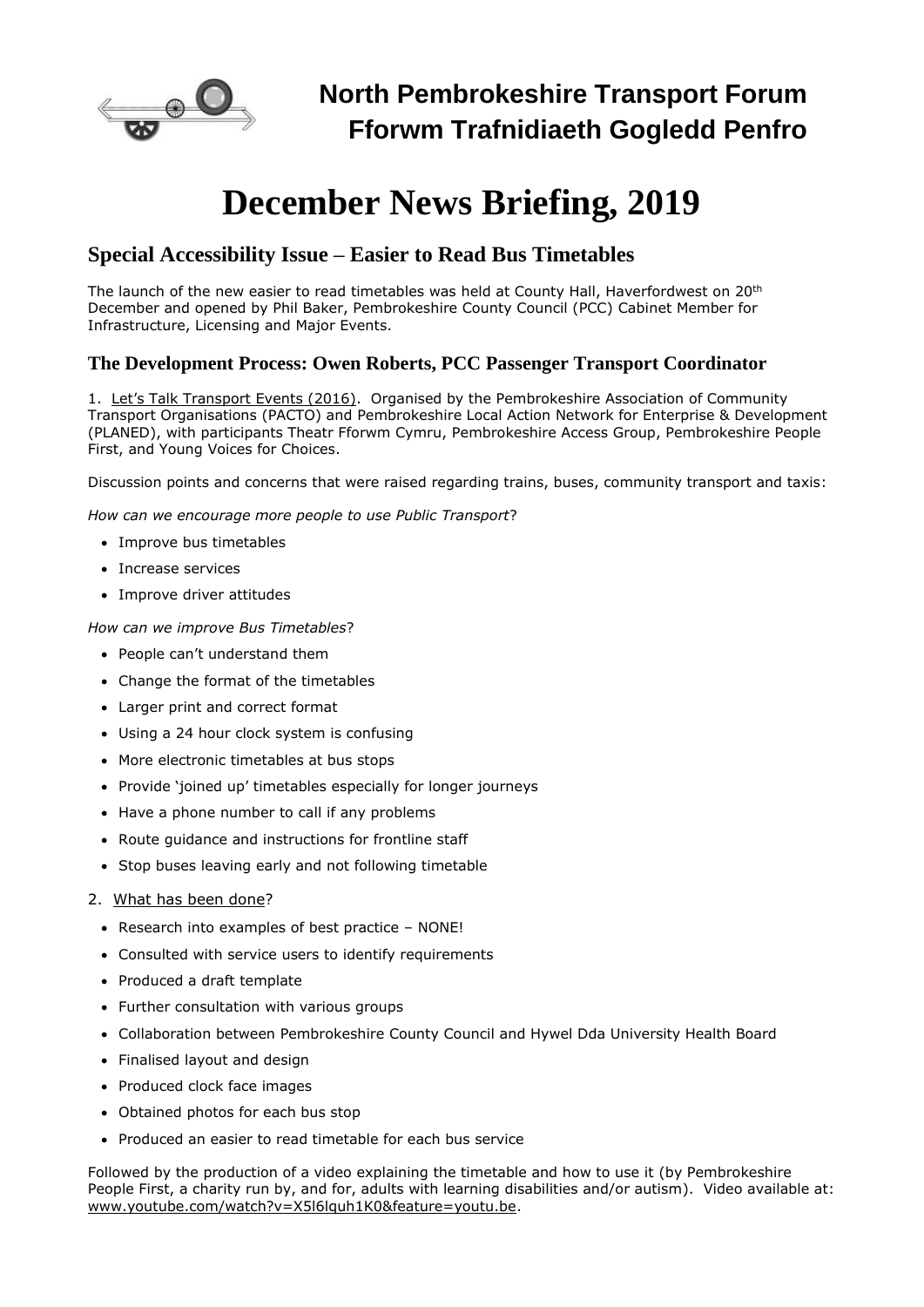# North Pembrokeshire Transport Forum
# Fforwm Trafnidiaeth Gogledd Penfro

# December News Briefing, 2019

## Special Accessibility Issue – Easier to Read Bus Timetables

The launch of the new easier to read timetables was held at County Hall, Haverfordwest on 20th December and opened by Phil Baker, Pembrokeshire County Council (PCC) Cabinet Member for Infrastructure, Licensing and Major Events.

### The Development Process: Owen Roberts, PCC Passenger Transport Coordinator

1. Let's Talk Transport Events (2016). Organised by the Pembrokeshire Association of Community Transport Organisations (PACTO) and Pembrokeshire Local Action Network for Enterprise & Development (PLANED), with participants Theatr Fforwm Cymru, Pembrokeshire Access Group, Pembrokeshire People First, and Young Voices for Choices.

Discussion points and concerns that were raised regarding trains, buses, community transport and taxis:

*How can we encourage more people to use Public Transport*?

- Improve bus timetables
- Increase services
- Improve driver attitudes

*How can we improve Bus Timetables*?

- People can't understand them
- Change the format of the timetables
- Larger print and correct format
- Using a 24 hour clock system is confusing
- More electronic timetables at bus stops
- Provide 'joined up' timetables especially for longer journeys
- Have a phone number to call if any problems
- Route guidance and instructions for frontline staff
- Stop buses leaving early and not following timetable

2. What has been done?

- Research into examples of best practice – NONE!
- Consulted with service users to identify requirements
- Produced a draft template
- Further consultation with various groups
- Collaboration between Pembrokeshire County Council and Hywel Dda University Health Board
- Finalised layout and design
- Produced clock face images
- Obtained photos for each bus stop
- Produced an easier to read timetable for each bus service

Followed by the production of a video explaining the timetable and how to use it (by Pembrokeshire People First, a charity run by, and for, adults with learning disabilities and/or autism). Video available at: www.youtube.com/watch?v=X5l6lquh1K0&feature=youtu.be.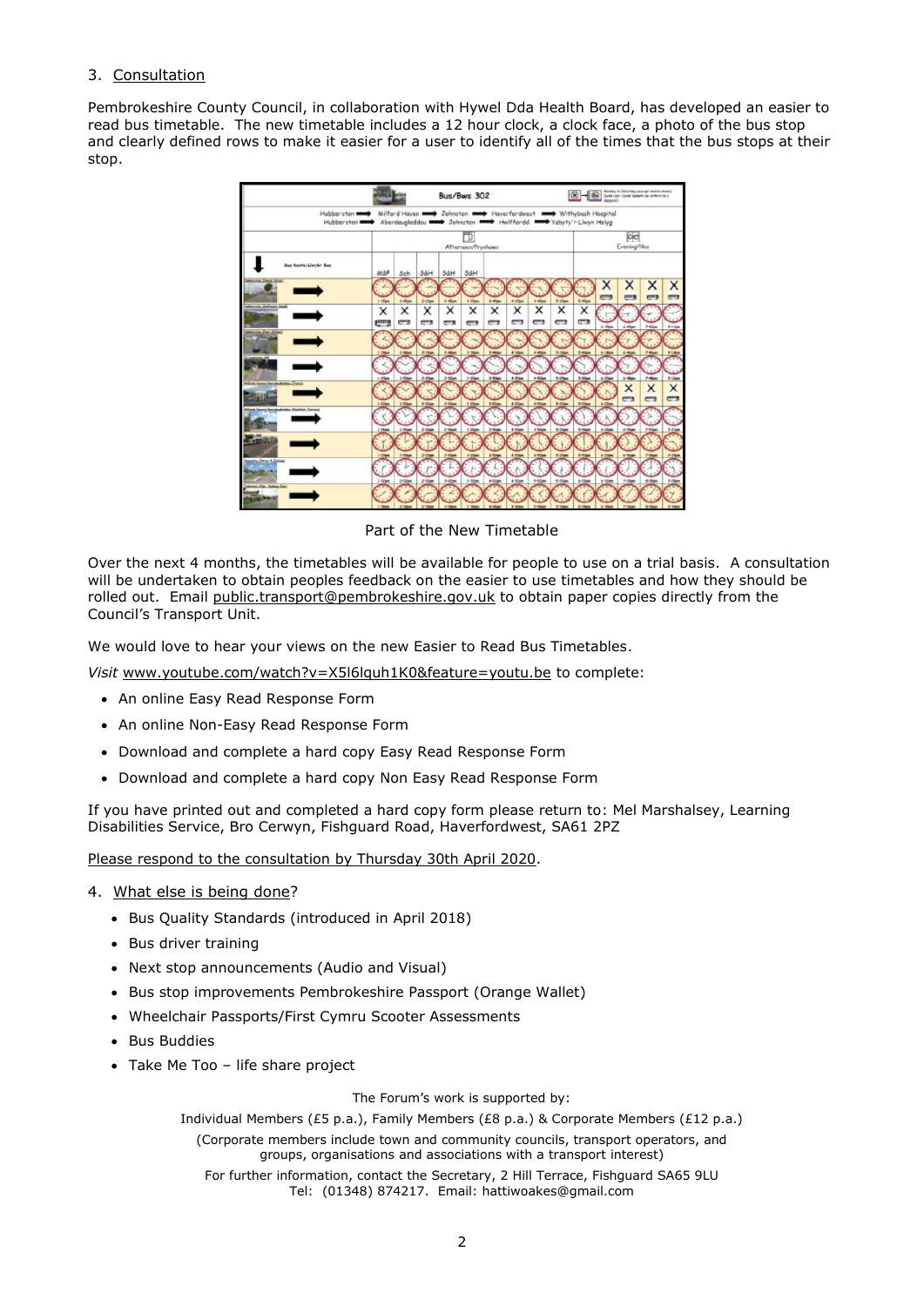3. Consultation

Pembrokeshire County Council, in collaboration with Hywel Dda Health Board, has developed an easier to read bus timetable. The new timetable includes a 12 hour clock, a clock face, a photo of the bus stop and clearly defined rows to make it easier for a user to identify all of the times that the bus stops at their stop.

Part of the New Timetable

Over the next 4 months, the timetables will be available for people to use on a trial basis. A consultation will be undertaken to obtain peoples feedback on the easier to use timetables and how they should be rolled out. Email public.transport@pembrokeshire.gov.uk to obtain paper copies directly from the Council's Transport Unit.

We would love to hear your views on the new Easier to Read Bus Timetables.

*Visit* www.youtube.com/watch?v=X5l6lquh1K0&feature=youtu.be to complete:

- An online Easy Read Response Form
- An online Non-Easy Read Response Form
- Download and complete a hard copy Easy Read Response Form
- Download and complete a hard copy Non Easy Read Response Form

If you have printed out and completed a hard copy form please return to: Mel Marshalsey, Learning Disabilities Service, Bro Cerwyn, Fishguard Road, Haverfordwest, SA61 2PZ

Please respond to the consultation by Thursday 30th April 2020.

4. What else is being done?

- Bus Quality Standards (introduced in April 2018)
- Bus driver training
- Next stop announcements (Audio and Visual)
- Bus stop improvements Pembrokeshire Passport (Orange Wallet)
- Wheelchair Passports/First Cymru Scooter Assessments
- Bus Buddies
- Take Me Too – life share project

The Forum's work is supported by:

Individual Members (£5 p.a.), Family Members (£8 p.a.) & Corporate Members (£12 p.a.)

(Corporate members include town and community councils, transport operators, and groups, organisations and associations with a transport interest)

For further information, contact the Secretary, 2 Hill Terrace, Fishguard SA65 9LU
Tel: (01348) 874217. Email: hattiwoakes@gmail.com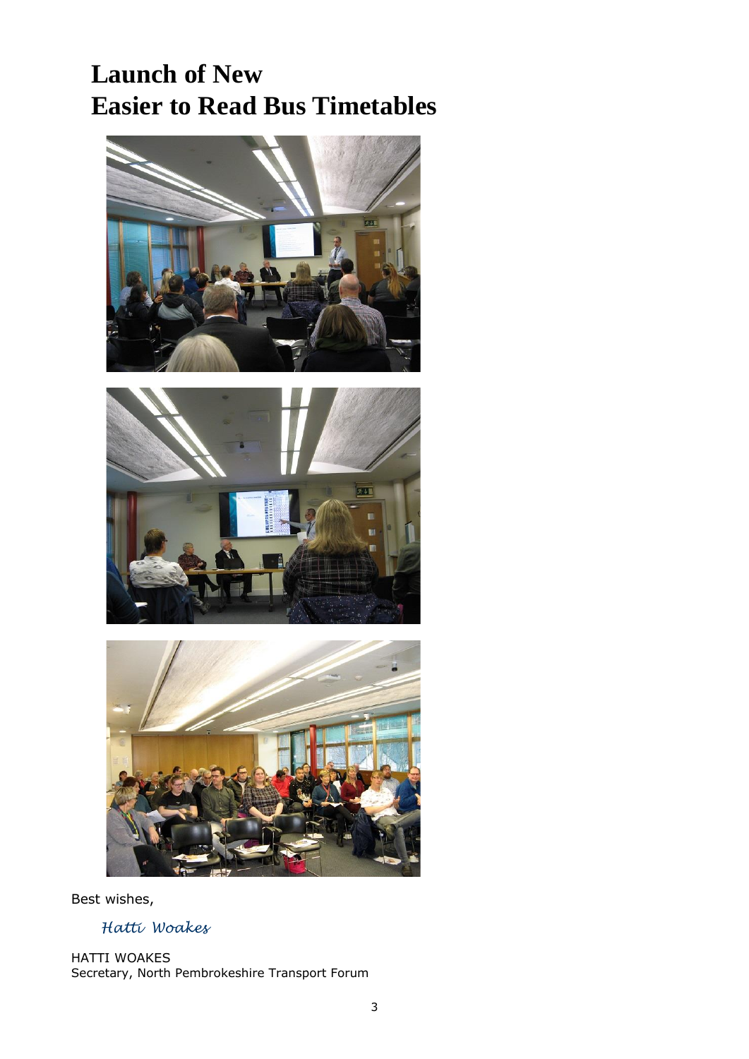# Launch of New Easier to Read Bus Timetables

Best wishes,

*Hatti Woakes*

HATTI WOAKES
Secretary, North Pembrokeshire Transport Forum